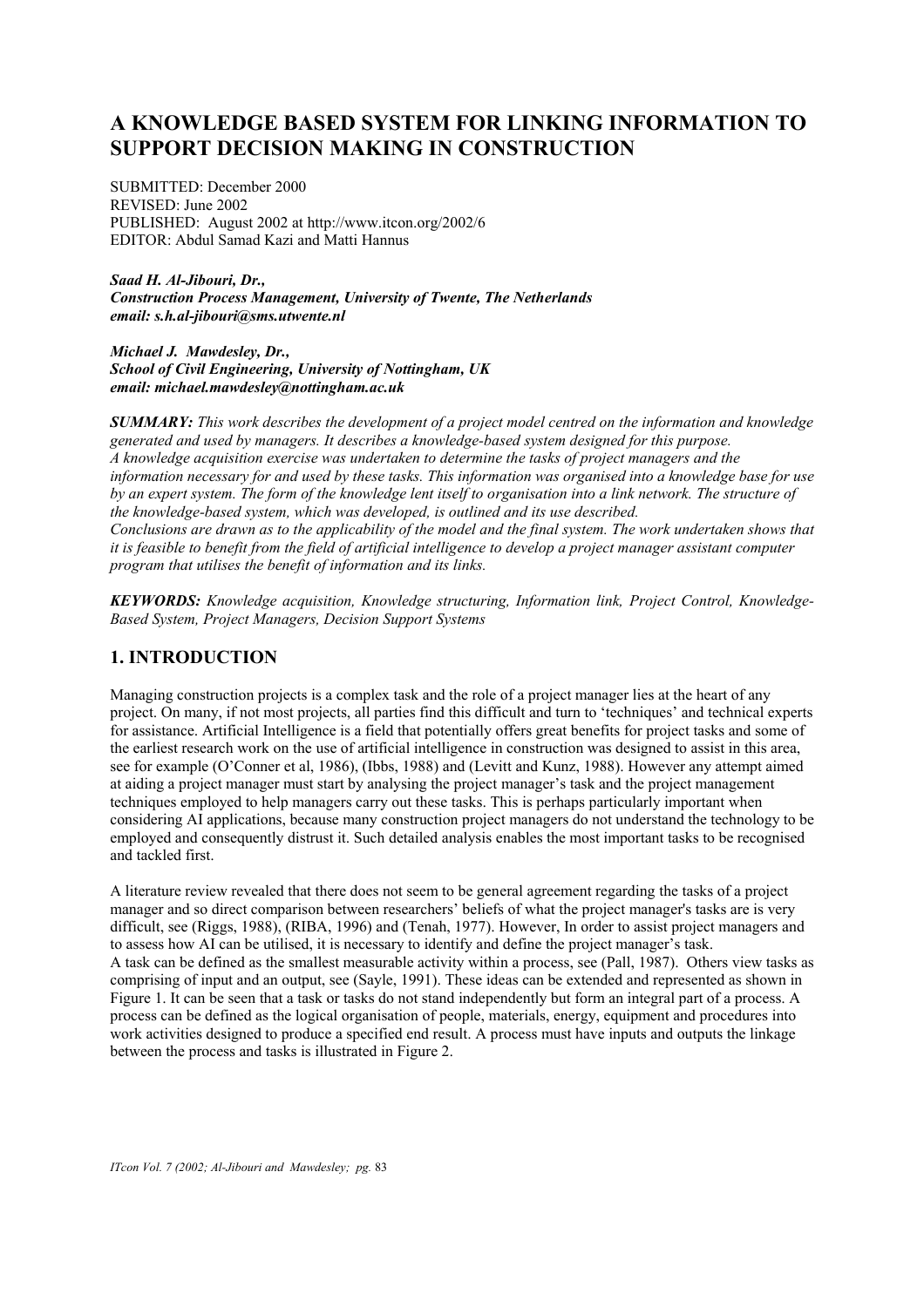# A KNOWLEDGE BASED SYSTEM FOR LINKING INFORMATION TO SUPPORT DECISION MAKING IN CONSTRUCTION

SUBMITTED: December 2000
REVISED: June 2002
PUBLISHED: August 2002 at http://www.itcon.org/2002/6
EDITOR: Abdul Samad Kazi and Matti Hannus

***Saad H. Al-Jibouri, Dr.,***
***Construction Process Management, University of Twente, The Netherlands***
***email: s.h.al-jibouri@sms.utwente.nl***

***Michael J. Mawdesley, Dr.,***
***School of Civil Engineering, University of Nottingham, UK***
***email: michael.mawdesley@nottingham.ac.uk***

***SUMMARY:*** *This work describes the development of a project model centred on the information and knowledge generated and used by managers. It describes a knowledge-based system designed for this purpose. A knowledge acquisition exercise was undertaken to determine the tasks of project managers and the information necessary for and used by these tasks. This information was organised into a knowledge base for use by an expert system. The form of the knowledge lent itself to organisation into a link network. The structure of the knowledge-based system, which was developed, is outlined and its use described.*
*Conclusions are drawn as to the applicability of the model and the final system. The work undertaken shows that it is feasible to benefit from the field of artificial intelligence to develop a project manager assistant computer program that utilises the benefit of information and its links.*

***KEYWORDS:*** *Knowledge acquisition, Knowledge structuring, Information link, Project Control, Knowledge-Based System, Project Managers, Decision Support Systems*

## 1. INTRODUCTION

Managing construction projects is a complex task and the role of a project manager lies at the heart of any project. On many, if not most projects, all parties find this difficult and turn to 'techniques' and technical experts for assistance. Artificial Intelligence is a field that potentially offers great benefits for project tasks and some of the earliest research work on the use of artificial intelligence in construction was designed to assist in this area, see for example (O'Conner et al, 1986), (Ibbs, 1988) and (Levitt and Kunz, 1988). However any attempt aimed at aiding a project manager must start by analysing the project manager's task and the project management techniques employed to help managers carry out these tasks. This is perhaps particularly important when considering AI applications, because many construction project managers do not understand the technology to be employed and consequently distrust it. Such detailed analysis enables the most important tasks to be recognised and tackled first.

A literature review revealed that there does not seem to be general agreement regarding the tasks of a project manager and so direct comparison between researchers' beliefs of what the project manager's tasks are is very difficult, see (Riggs, 1988), (RIBA, 1996) and (Tenah, 1977). However, In order to assist project managers and to assess how AI can be utilised, it is necessary to identify and define the project manager's task.
A task can be defined as the smallest measurable activity within a process, see (Pall, 1987). Others view tasks as comprising of input and an output, see (Sayle, 1991). These ideas can be extended and represented as shown in Figure 1. It can be seen that a task or tasks do not stand independently but form an integral part of a process. A process can be defined as the logical organisation of people, materials, energy, equipment and procedures into work activities designed to produce a specified end result. A process must have inputs and outputs the linkage between the process and tasks is illustrated in Figure 2.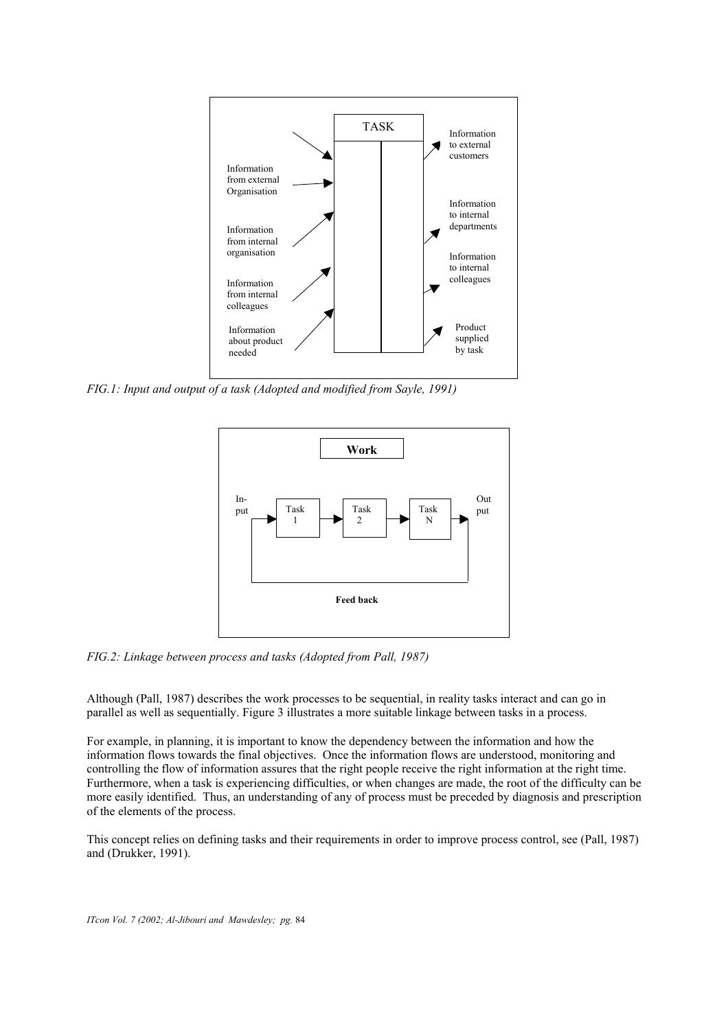FIG.1: Input and output of a task (Adopted and modified from Sayle, 1991)

FIG.2: Linkage between process and tasks (Adopted from Pall, 1987)

Although (Pall, 1987) describes the work processes to be sequential, in reality tasks interact and can go in parallel as well as sequentially. Figure 3 illustrates a more suitable linkage between tasks in a process.

For example, in planning, it is important to know the dependency between the information and how the information flows towards the final objectives. Once the information flows are understood, monitoring and controlling the flow of information assures that the right people receive the right information at the right time. Furthermore, when a task is experiencing difficulties, or when changes are made, the root of the difficulty can be more easily identified. Thus, an understanding of any of process must be preceded by diagnosis and prescription of the elements of the process.

This concept relies on defining tasks and their requirements in order to improve process control, see (Pall, 1987) and (Drukker, 1991).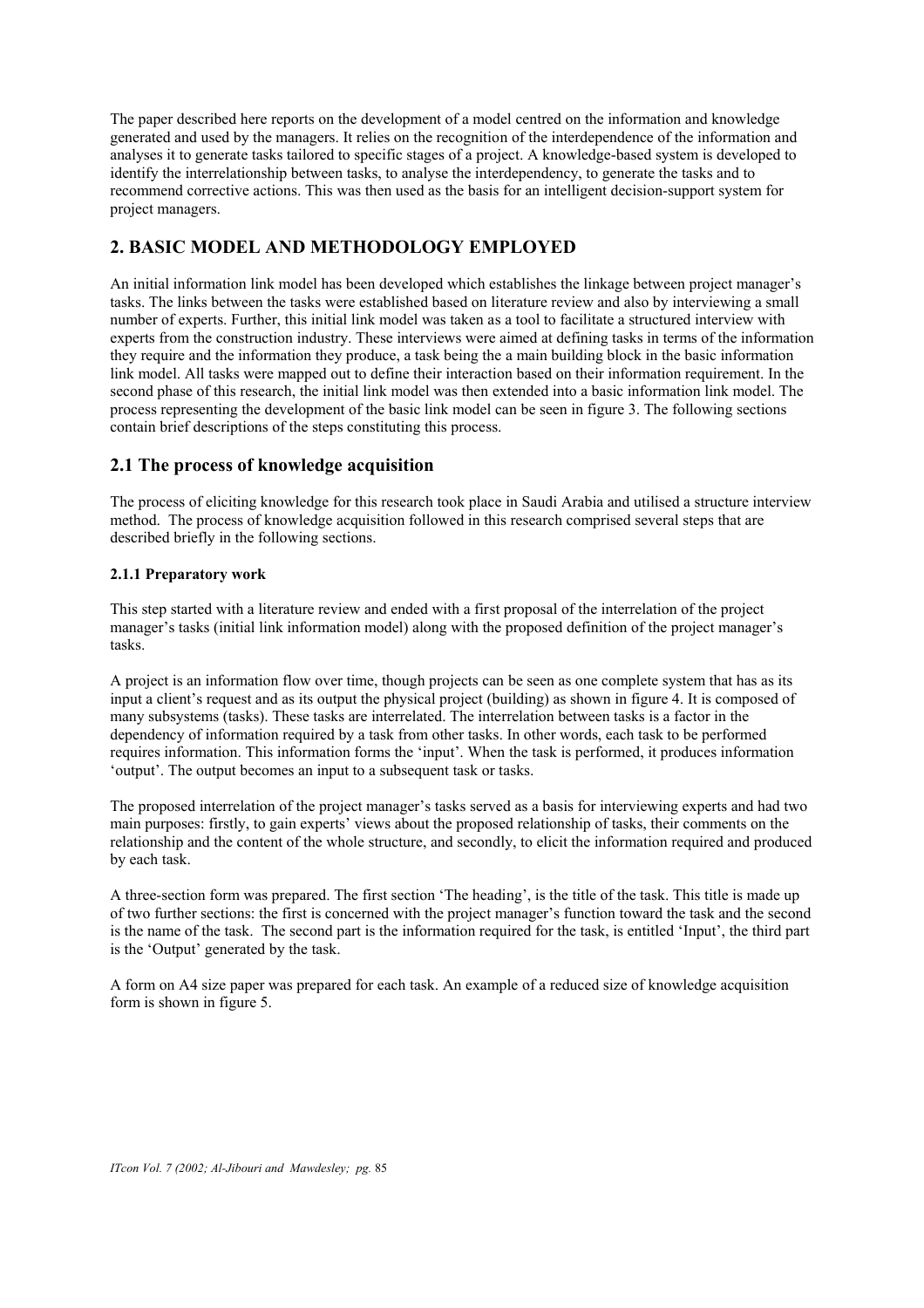The paper described here reports on the development of a model centred on the information and knowledge generated and used by the managers. It relies on the recognition of the interdependence of the information and analyses it to generate tasks tailored to specific stages of a project. A knowledge-based system is developed to identify the interrelationship between tasks, to analyse the interdependency, to generate the tasks and to recommend corrective actions. This was then used as the basis for an intelligent decision-support system for project managers.

## 2. BASIC MODEL AND METHODOLOGY EMPLOYED

An initial information link model has been developed which establishes the linkage between project manager's tasks. The links between the tasks were established based on literature review and also by interviewing a small number of experts. Further, this initial link model was taken as a tool to facilitate a structured interview with experts from the construction industry. These interviews were aimed at defining tasks in terms of the information they require and the information they produce, a task being the a main building block in the basic information link model. All tasks were mapped out to define their interaction based on their information requirement. In the second phase of this research, the initial link model was then extended into a basic information link model. The process representing the development of the basic link model can be seen in figure 3. The following sections contain brief descriptions of the steps constituting this process.

### 2.1 The process of knowledge acquisition

The process of eliciting knowledge for this research took place in Saudi Arabia and utilised a structure interview method. The process of knowledge acquisition followed in this research comprised several steps that are described briefly in the following sections.

#### 2.1.1 Preparatory work

This step started with a literature review and ended with a first proposal of the interrelation of the project manager's tasks (initial link information model) along with the proposed definition of the project manager's tasks.

A project is an information flow over time, though projects can be seen as one complete system that has as its input a client's request and as its output the physical project (building) as shown in figure 4. It is composed of many subsystems (tasks). These tasks are interrelated. The interrelation between tasks is a factor in the dependency of information required by a task from other tasks. In other words, each task to be performed requires information. This information forms the 'input'. When the task is performed, it produces information 'output'. The output becomes an input to a subsequent task or tasks.

The proposed interrelation of the project manager's tasks served as a basis for interviewing experts and had two main purposes: firstly, to gain experts' views about the proposed relationship of tasks, their comments on the relationship and the content of the whole structure, and secondly, to elicit the information required and produced by each task.

A three-section form was prepared. The first section 'The heading', is the title of the task. This title is made up of two further sections: the first is concerned with the project manager's function toward the task and the second is the name of the task. The second part is the information required for the task, is entitled 'Input', the third part is the 'Output' generated by the task.

A form on A4 size paper was prepared for each task. An example of a reduced size of knowledge acquisition form is shown in figure 5.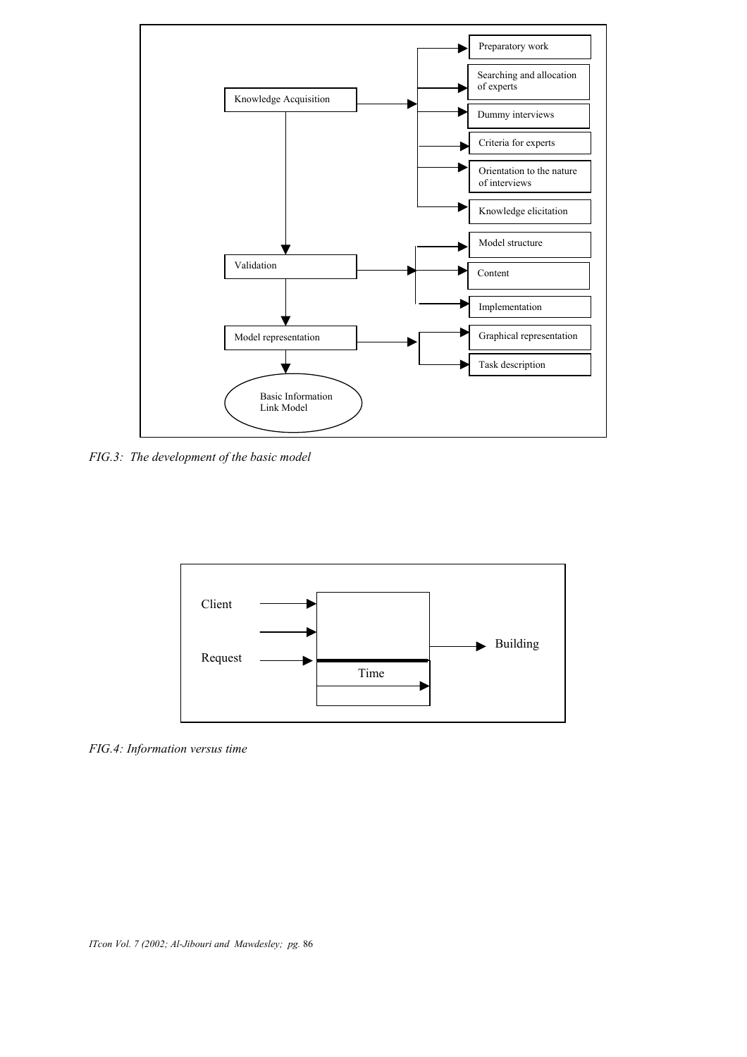Knowledge Acquisition

- Preparatory work
- Searching and allocation of experts
- Dummy interviews
- Criteria for experts
- Orientation to the nature of interviews
- Knowledge elicitation

Validation

- Model structure
- Content
- Implementation

Model representation

- Graphical representation
- Task description

Basic Information Link Model

*FIG.3: The development of the basic model*

Client

Request

Time

Building

*FIG.4: Information versus time*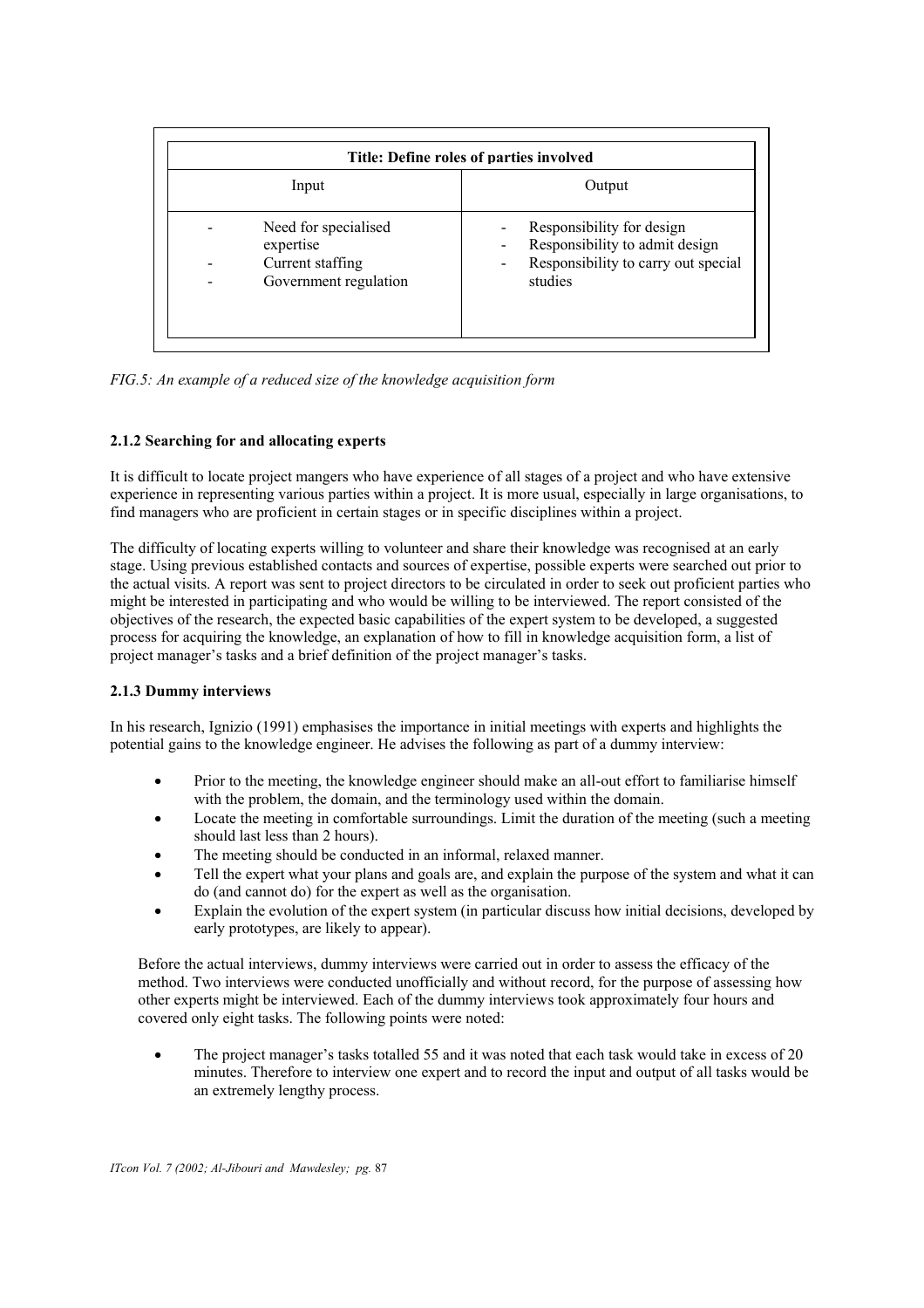| Title: Define roles of parties involved | |
|---|---|
| Input | Output |
| - Need for specialised expertise<br>- Current staffing<br>- Government regulation | - Responsibility for design<br>- Responsibility to admit design<br>- Responsibility to carry out special studies |

*FIG.5: An example of a reduced size of the knowledge acquisition form*

### 2.1.2 Searching for and allocating experts

It is difficult to locate project mangers who have experience of all stages of a project and who have extensive experience in representing various parties within a project. It is more usual, especially in large organisations, to find managers who are proficient in certain stages or in specific disciplines within a project.

The difficulty of locating experts willing to volunteer and share their knowledge was recognised at an early stage. Using previous established contacts and sources of expertise, possible experts were searched out prior to the actual visits. A report was sent to project directors to be circulated in order to seek out proficient parties who might be interested in participating and who would be willing to be interviewed. The report consisted of the objectives of the research, the expected basic capabilities of the expert system to be developed, a suggested process for acquiring the knowledge, an explanation of how to fill in knowledge acquisition form, a list of project manager's tasks and a brief definition of the project manager's tasks.

### 2.1.3 Dummy interviews

In his research, Ignizio (1991) emphasises the importance in initial meetings with experts and highlights the potential gains to the knowledge engineer. He advises the following as part of a dummy interview:

- Prior to the meeting, the knowledge engineer should make an all-out effort to familiarise himself with the problem, the domain, and the terminology used within the domain.
- Locate the meeting in comfortable surroundings. Limit the duration of the meeting (such a meeting should last less than 2 hours).
- The meeting should be conducted in an informal, relaxed manner.
- Tell the expert what your plans and goals are, and explain the purpose of the system and what it can do (and cannot do) for the expert as well as the organisation.
- Explain the evolution of the expert system (in particular discuss how initial decisions, developed by early prototypes, are likely to appear).

Before the actual interviews, dummy interviews were carried out in order to assess the efficacy of the method. Two interviews were conducted unofficially and without record, for the purpose of assessing how other experts might be interviewed. Each of the dummy interviews took approximately four hours and covered only eight tasks. The following points were noted:

- The project manager's tasks totalled 55 and it was noted that each task would take in excess of 20 minutes. Therefore to interview one expert and to record the input and output of all tasks would be an extremely lengthy process.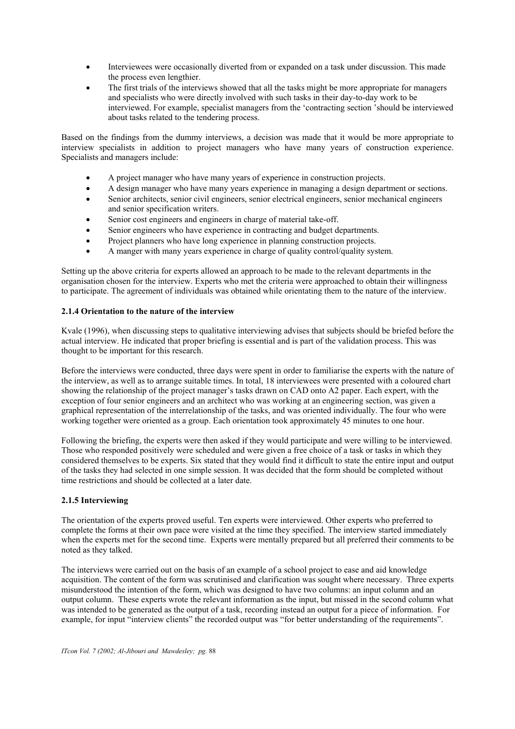- Interviewees were occasionally diverted from or expanded on a task under discussion. This made the process even lengthier.
- The first trials of the interviews showed that all the tasks might be more appropriate for managers and specialists who were directly involved with such tasks in their day-to-day work to be interviewed. For example, specialist managers from the 'contracting section 'should be interviewed about tasks related to the tendering process.

Based on the findings from the dummy interviews, a decision was made that it would be more appropriate to interview specialists in addition to project managers who have many years of construction experience. Specialists and managers include:

- A project manager who have many years of experience in construction projects.
- A design manager who have many years experience in managing a design department or sections.
- Senior architects, senior civil engineers, senior electrical engineers, senior mechanical engineers and senior specification writers.
- Senior cost engineers and engineers in charge of material take-off.
- Senior engineers who have experience in contracting and budget departments.
- Project planners who have long experience in planning construction projects.
- A manger with many years experience in charge of quality control/quality system.

Setting up the above criteria for experts allowed an approach to be made to the relevant departments in the organisation chosen for the interview. Experts who met the criteria were approached to obtain their willingness to participate. The agreement of individuals was obtained while orientating them to the nature of the interview.

### 2.1.4 Orientation to the nature of the interview

Kvale (1996), when discussing steps to qualitative interviewing advises that subjects should be briefed before the actual interview. He indicated that proper briefing is essential and is part of the validation process. This was thought to be important for this research.

Before the interviews were conducted, three days were spent in order to familiarise the experts with the nature of the interview, as well as to arrange suitable times. In total, 18 interviewees were presented with a coloured chart showing the relationship of the project manager's tasks drawn on CAD onto A2 paper. Each expert, with the exception of four senior engineers and an architect who was working at an engineering section, was given a graphical representation of the interrelationship of the tasks, and was oriented individually. The four who were working together were oriented as a group. Each orientation took approximately 45 minutes to one hour.

Following the briefing, the experts were then asked if they would participate and were willing to be interviewed. Those who responded positively were scheduled and were given a free choice of a task or tasks in which they considered themselves to be experts. Six stated that they would find it difficult to state the entire input and output of the tasks they had selected in one simple session. It was decided that the form should be completed without time restrictions and should be collected at a later date.

### 2.1.5 Interviewing

The orientation of the experts proved useful. Ten experts were interviewed. Other experts who preferred to complete the forms at their own pace were visited at the time they specified. The interview started immediately when the experts met for the second time. Experts were mentally prepared but all preferred their comments to be noted as they talked.

The interviews were carried out on the basis of an example of a school project to ease and aid knowledge acquisition. The content of the form was scrutinised and clarification was sought where necessary. Three experts misunderstood the intention of the form, which was designed to have two columns: an input column and an output column. These experts wrote the relevant information as the input, but missed in the second column what was intended to be generated as the output of a task, recording instead an output for a piece of information. For example, for input "interview clients" the recorded output was "for better understanding of the requirements".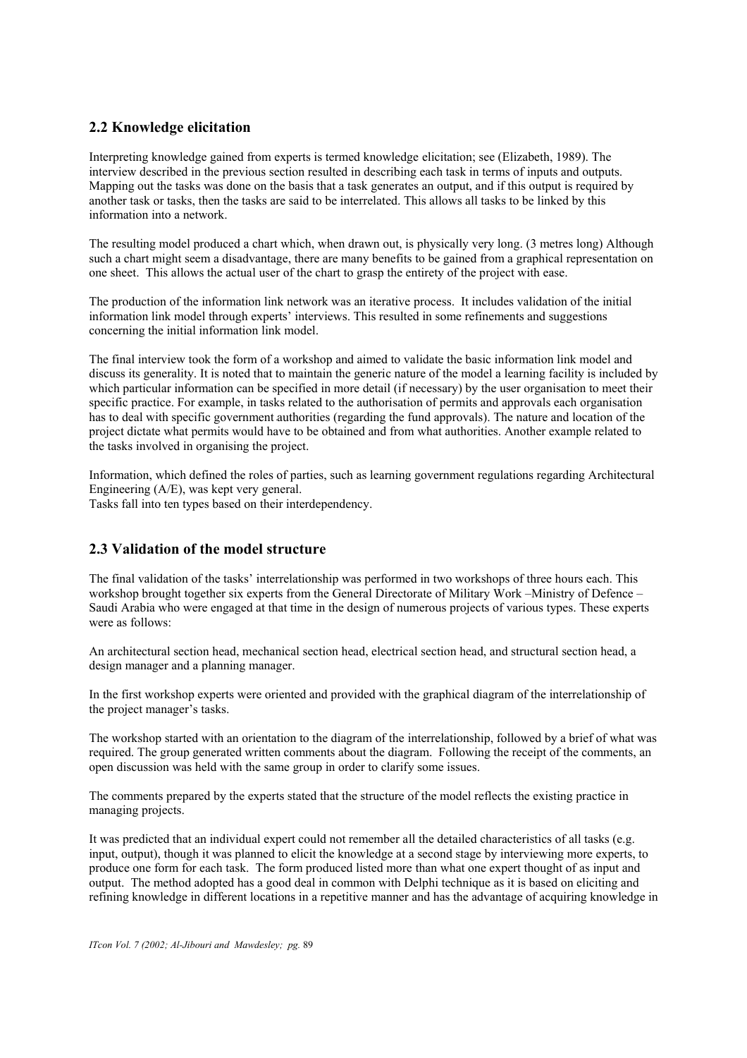## 2.2 Knowledge elicitation

Interpreting knowledge gained from experts is termed knowledge elicitation; see (Elizabeth, 1989). The interview described in the previous section resulted in describing each task in terms of inputs and outputs. Mapping out the tasks was done on the basis that a task generates an output, and if this output is required by another task or tasks, then the tasks are said to be interrelated. This allows all tasks to be linked by this information into a network.

The resulting model produced a chart which, when drawn out, is physically very long. (3 metres long) Although such a chart might seem a disadvantage, there are many benefits to be gained from a graphical representation on one sheet. This allows the actual user of the chart to grasp the entirety of the project with ease.

The production of the information link network was an iterative process. It includes validation of the initial information link model through experts' interviews. This resulted in some refinements and suggestions concerning the initial information link model.

The final interview took the form of a workshop and aimed to validate the basic information link model and discuss its generality. It is noted that to maintain the generic nature of the model a learning facility is included by which particular information can be specified in more detail (if necessary) by the user organisation to meet their specific practice. For example, in tasks related to the authorisation of permits and approvals each organisation has to deal with specific government authorities (regarding the fund approvals). The nature and location of the project dictate what permits would have to be obtained and from what authorities. Another example related to the tasks involved in organising the project.

Information, which defined the roles of parties, such as learning government regulations regarding Architectural Engineering (A/E), was kept very general.
Tasks fall into ten types based on their interdependency.

## 2.3 Validation of the model structure

The final validation of the tasks' interrelationship was performed in two workshops of three hours each. This workshop brought together six experts from the General Directorate of Military Work –Ministry of Defence – Saudi Arabia who were engaged at that time in the design of numerous projects of various types. These experts were as follows:

An architectural section head, mechanical section head, electrical section head, and structural section head, a design manager and a planning manager.

In the first workshop experts were oriented and provided with the graphical diagram of the interrelationship of the project manager's tasks.

The workshop started with an orientation to the diagram of the interrelationship, followed by a brief of what was required. The group generated written comments about the diagram. Following the receipt of the comments, an open discussion was held with the same group in order to clarify some issues.

The comments prepared by the experts stated that the structure of the model reflects the existing practice in managing projects.

It was predicted that an individual expert could not remember all the detailed characteristics of all tasks (e.g. input, output), though it was planned to elicit the knowledge at a second stage by interviewing more experts, to produce one form for each task. The form produced listed more than what one expert thought of as input and output. The method adopted has a good deal in common with Delphi technique as it is based on eliciting and refining knowledge in different locations in a repetitive manner and has the advantage of acquiring knowledge in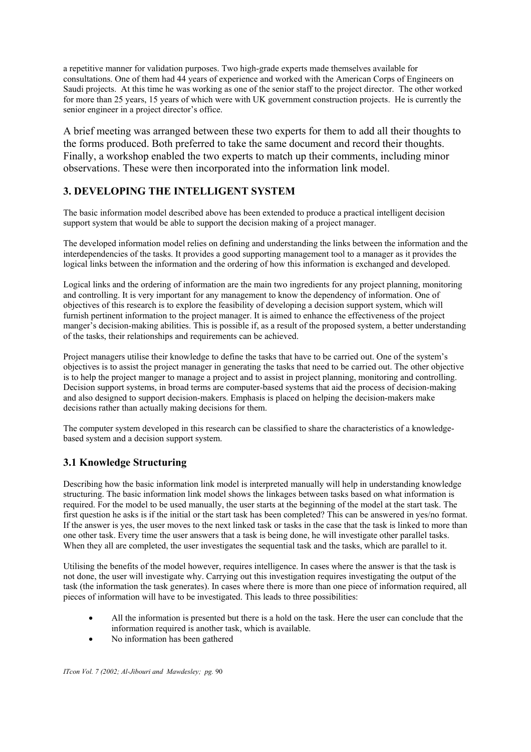a repetitive manner for validation purposes. Two high-grade experts made themselves available for consultations. One of them had 44 years of experience and worked with the American Corps of Engineers on Saudi projects. At this time he was working as one of the senior staff to the project director. The other worked for more than 25 years, 15 years of which were with UK government construction projects. He is currently the senior engineer in a project director's office.

A brief meeting was arranged between these two experts for them to add all their thoughts to the forms produced. Both preferred to take the same document and record their thoughts. Finally, a workshop enabled the two experts to match up their comments, including minor observations. These were then incorporated into the information link model.

## 3. DEVELOPING THE INTELLIGENT SYSTEM

The basic information model described above has been extended to produce a practical intelligent decision support system that would be able to support the decision making of a project manager.

The developed information model relies on defining and understanding the links between the information and the interdependencies of the tasks. It provides a good supporting management tool to a manager as it provides the logical links between the information and the ordering of how this information is exchanged and developed.

Logical links and the ordering of information are the main two ingredients for any project planning, monitoring and controlling. It is very important for any management to know the dependency of information. One of objectives of this research is to explore the feasibility of developing a decision support system, which will furnish pertinent information to the project manager. It is aimed to enhance the effectiveness of the project manger's decision-making abilities. This is possible if, as a result of the proposed system, a better understanding of the tasks, their relationships and requirements can be achieved.

Project managers utilise their knowledge to define the tasks that have to be carried out. One of the system's objectives is to assist the project manager in generating the tasks that need to be carried out. The other objective is to help the project manger to manage a project and to assist in project planning, monitoring and controlling. Decision support systems, in broad terms are computer-based systems that aid the process of decision-making and also designed to support decision-makers. Emphasis is placed on helping the decision-makers make decisions rather than actually making decisions for them.

The computer system developed in this research can be classified to share the characteristics of a knowledge-based system and a decision support system.

### 3.1 Knowledge Structuring

Describing how the basic information link model is interpreted manually will help in understanding knowledge structuring. The basic information link model shows the linkages between tasks based on what information is required. For the model to be used manually, the user starts at the beginning of the model at the start task. The first question he asks is if the initial or the start task has been completed? This can be answered in yes/no format. If the answer is yes, the user moves to the next linked task or tasks in the case that the task is linked to more than one other task. Every time the user answers that a task is being done, he will investigate other parallel tasks. When they all are completed, the user investigates the sequential task and the tasks, which are parallel to it.

Utilising the benefits of the model however, requires intelligence. In cases where the answer is that the task is not done, the user will investigate why. Carrying out this investigation requires investigating the output of the task (the information the task generates). In cases where there is more than one piece of information required, all pieces of information will have to be investigated. This leads to three possibilities:

- All the information is presented but there is a hold on the task. Here the user can conclude that the information required is another task, which is available.
- No information has been gathered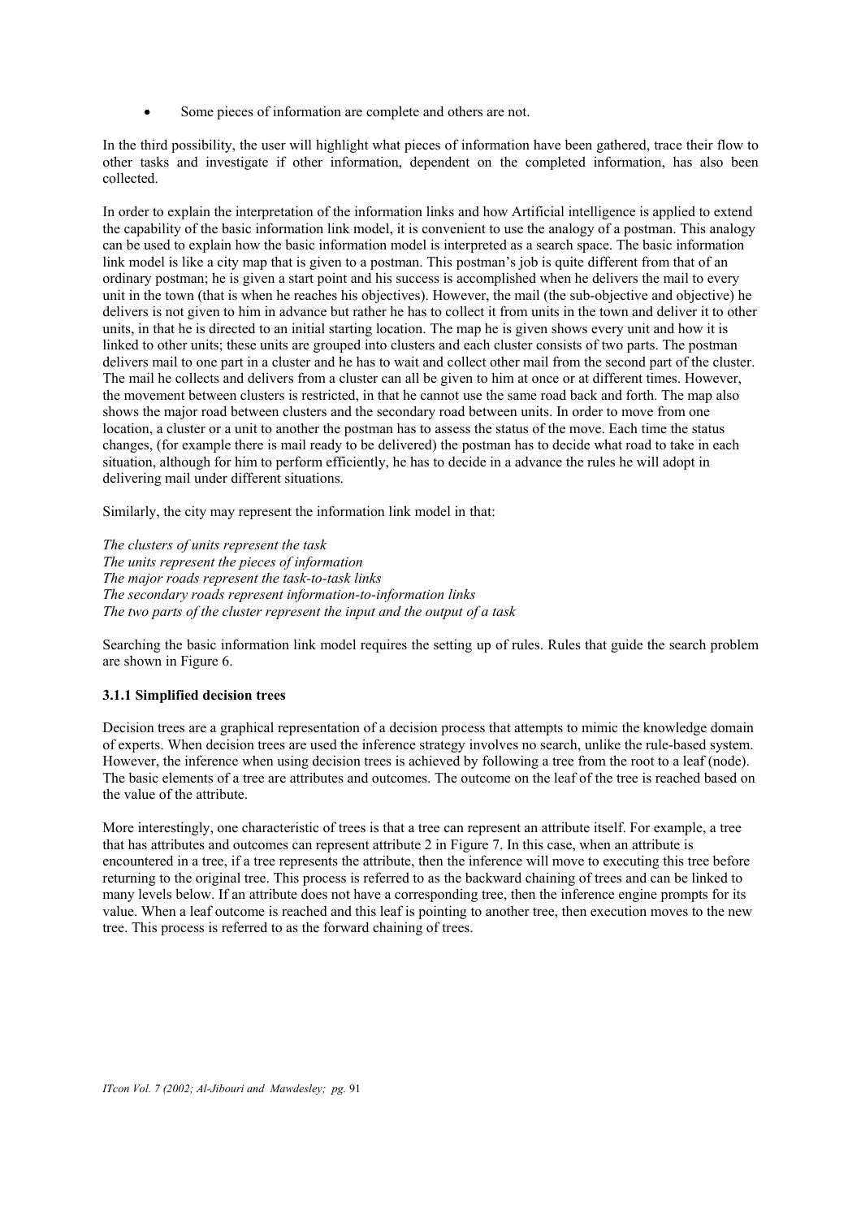- Some pieces of information are complete and others are not.

In the third possibility, the user will highlight what pieces of information have been gathered, trace their flow to other tasks and investigate if other information, dependent on the completed information, has also been collected.

In order to explain the interpretation of the information links and how Artificial intelligence is applied to extend the capability of the basic information link model, it is convenient to use the analogy of a postman. This analogy can be used to explain how the basic information model is interpreted as a search space. The basic information link model is like a city map that is given to a postman. This postman's job is quite different from that of an ordinary postman; he is given a start point and his success is accomplished when he delivers the mail to every unit in the town (that is when he reaches his objectives). However, the mail (the sub-objective and objective) he delivers is not given to him in advance but rather he has to collect it from units in the town and deliver it to other units, in that he is directed to an initial starting location. The map he is given shows every unit and how it is linked to other units; these units are grouped into clusters and each cluster consists of two parts. The postman delivers mail to one part in a cluster and he has to wait and collect other mail from the second part of the cluster. The mail he collects and delivers from a cluster can all be given to him at once or at different times. However, the movement between clusters is restricted, in that he cannot use the same road back and forth. The map also shows the major road between clusters and the secondary road between units. In order to move from one location, a cluster or a unit to another the postman has to assess the status of the move. Each time the status changes, (for example there is mail ready to be delivered) the postman has to decide what road to take in each situation, although for him to perform efficiently, he has to decide in a advance the rules he will adopt in delivering mail under different situations.

Similarly, the city may represent the information link model in that:

*The clusters of units represent the task*
*The units represent the pieces of information*
*The major roads represent the task-to-task links*
*The secondary roads represent information-to-information links*
*The two parts of the cluster represent the input and the output of a task*

Searching the basic information link model requires the setting up of rules. Rules that guide the search problem are shown in Figure 6.

### 3.1.1 Simplified decision trees

Decision trees are a graphical representation of a decision process that attempts to mimic the knowledge domain of experts. When decision trees are used the inference strategy involves no search, unlike the rule-based system. However, the inference when using decision trees is achieved by following a tree from the root to a leaf (node). The basic elements of a tree are attributes and outcomes. The outcome on the leaf of the tree is reached based on the value of the attribute.

More interestingly, one characteristic of trees is that a tree can represent an attribute itself. For example, a tree that has attributes and outcomes can represent attribute 2 in Figure 7. In this case, when an attribute is encountered in a tree, if a tree represents the attribute, then the inference will move to executing this tree before returning to the original tree. This process is referred to as the backward chaining of trees and can be linked to many levels below. If an attribute does not have a corresponding tree, then the inference engine prompts for its value. When a leaf outcome is reached and this leaf is pointing to another tree, then execution moves to the new tree. This process is referred to as the forward chaining of trees.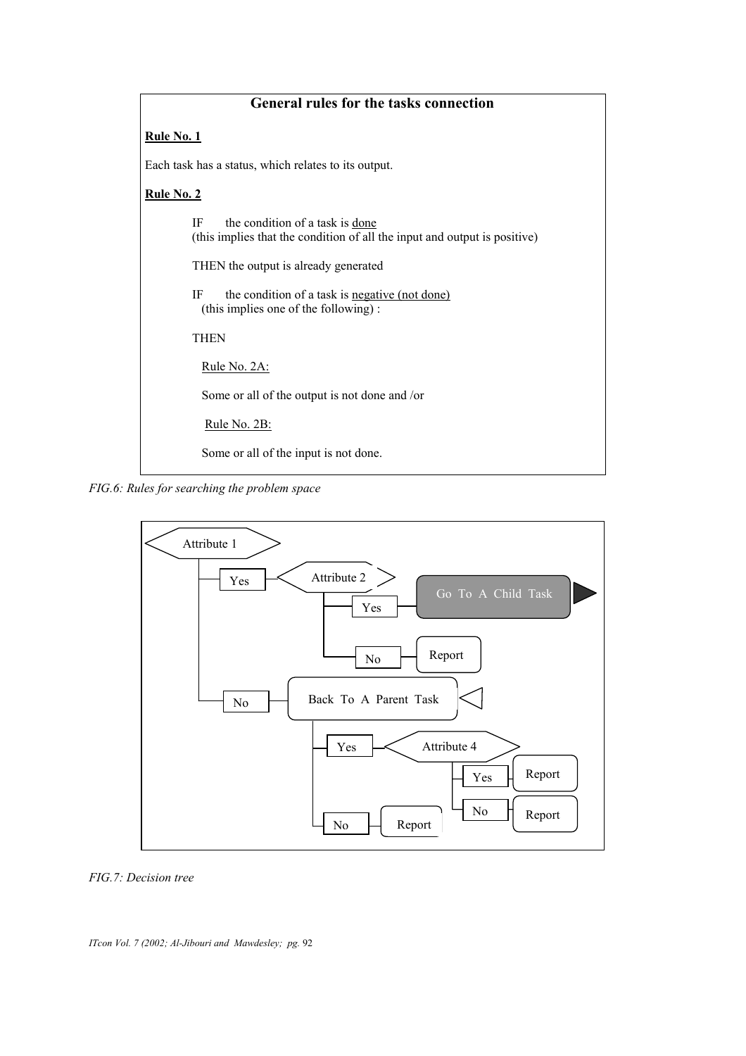**General rules for the tasks connection**

**Rule No. 1**

Each task has a status, which relates to its output.

**Rule No. 2**

IF the condition of a task is done
(this implies that the condition of all the input and output is positive)

THEN the output is already generated

IF the condition of a task is negative (not done)
(this implies one of the following) :

THEN

Rule No. 2A:

Some or all of the output is not done and /or

Rule No. 2B:

Some or all of the input is not done.

*FIG.6: Rules for searching the problem space*

*FIG.7: Decision tree*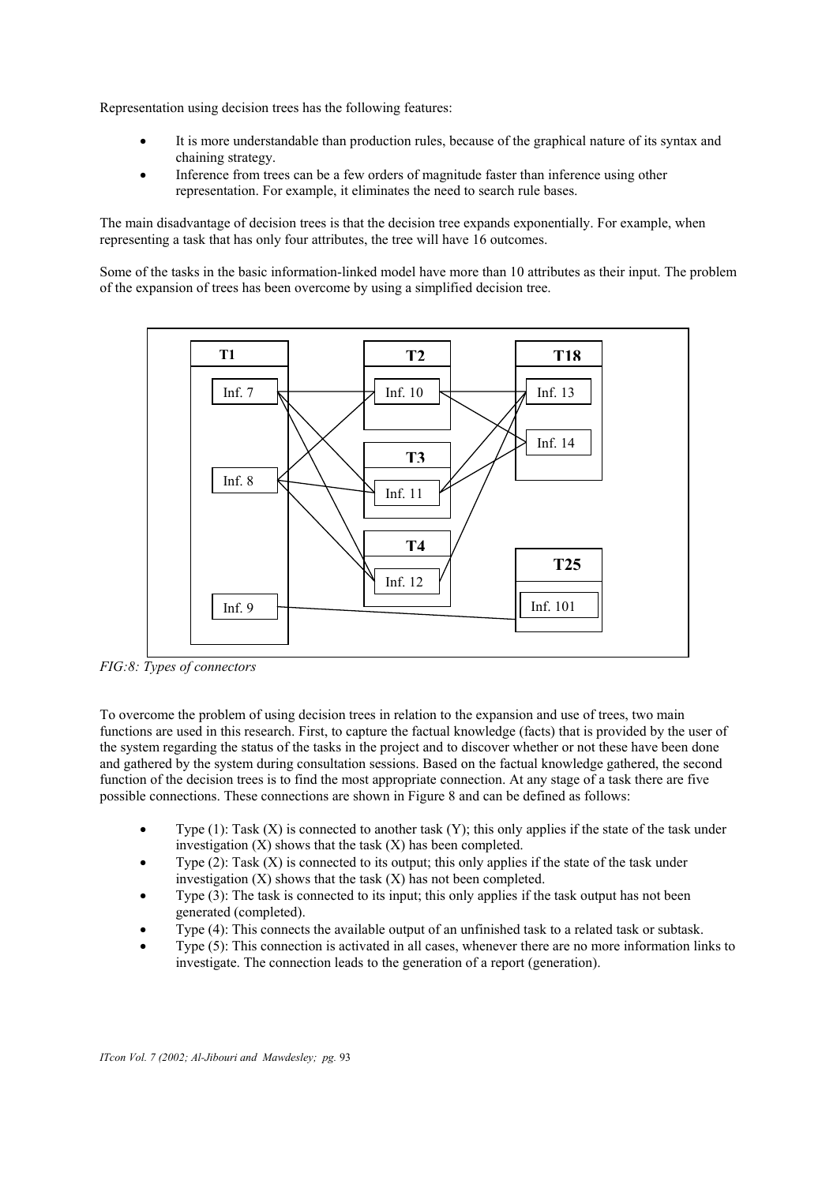Representation using decision trees has the following features:

- It is more understandable than production rules, because of the graphical nature of its syntax and chaining strategy.
- Inference from trees can be a few orders of magnitude faster than inference using other representation. For example, it eliminates the need to search rule bases.

The main disadvantage of decision trees is that the decision tree expands exponentially. For example, when representing a task that has only four attributes, the tree will have 16 outcomes.

Some of the tasks in the basic information-linked model have more than 10 attributes as their input. The problem of the expansion of trees has been overcome by using a simplified decision tree.

*FIG:8: Types of connectors*

To overcome the problem of using decision trees in relation to the expansion and use of trees, two main functions are used in this research. First, to capture the factual knowledge (facts) that is provided by the user of the system regarding the status of the tasks in the project and to discover whether or not these have been done and gathered by the system during consultation sessions. Based on the factual knowledge gathered, the second function of the decision trees is to find the most appropriate connection. At any stage of a task there are five possible connections. These connections are shown in Figure 8 and can be defined as follows:

- Type (1): Task (X) is connected to another task (Y); this only applies if the state of the task under investigation (X) shows that the task (X) has been completed.
- Type (2): Task (X) is connected to its output; this only applies if the state of the task under investigation (X) shows that the task (X) has not been completed.
- Type (3): The task is connected to its input; this only applies if the task output has not been generated (completed).
- Type (4): This connects the available output of an unfinished task to a related task or subtask.
- Type (5): This connection is activated in all cases, whenever there are no more information links to investigate. The connection leads to the generation of a report (generation).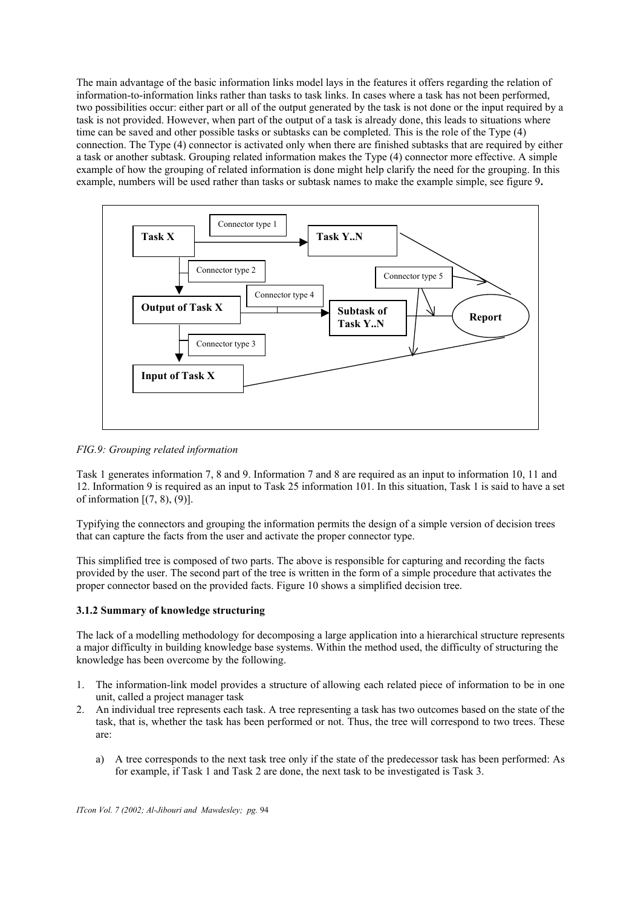The main advantage of the basic information links model lays in the features it offers regarding the relation of information-to-information links rather than tasks to task links. In cases where a task has not been performed, two possibilities occur: either part or all of the output generated by the task is not done or the input required by a task is not provided. However, when part of the output of a task is already done, this leads to situations where time can be saved and other possible tasks or subtasks can be completed. This is the role of the Type (4) connection. The Type (4) connector is activated only when there are finished subtasks that are required by either a task or another subtask. Grouping related information makes the Type (4) connector more effective. A simple example of how the grouping of related information is done might help clarify the need for the grouping. In this example, numbers will be used rather than tasks or subtask names to make the example simple, see figure 9**.**

*FIG.9: Grouping related information*

Task 1 generates information 7, 8 and 9. Information 7 and 8 are required as an input to information 10, 11 and 12. Information 9 is required as an input to Task 25 information 101. In this situation, Task 1 is said to have a set of information [(7, 8), (9)].

Typifying the connectors and grouping the information permits the design of a simple version of decision trees that can capture the facts from the user and activate the proper connector type.

This simplified tree is composed of two parts. The above is responsible for capturing and recording the facts provided by the user. The second part of the tree is written in the form of a simple procedure that activates the proper connector based on the provided facts. Figure 10 shows a simplified decision tree.

### 3.1.2 Summary of knowledge structuring

The lack of a modelling methodology for decomposing a large application into a hierarchical structure represents a major difficulty in building knowledge base systems. Within the method used, the difficulty of structuring the knowledge has been overcome by the following.

1. The information-link model provides a structure of allowing each related piece of information to be in one unit, called a project manager task
2. An individual tree represents each task. A tree representing a task has two outcomes based on the state of the task, that is, whether the task has been performed or not. Thus, the tree will correspond to two trees. These are:

   a) A tree corresponds to the next task tree only if the state of the predecessor task has been performed: As for example, if Task 1 and Task 2 are done, the next task to be investigated is Task 3.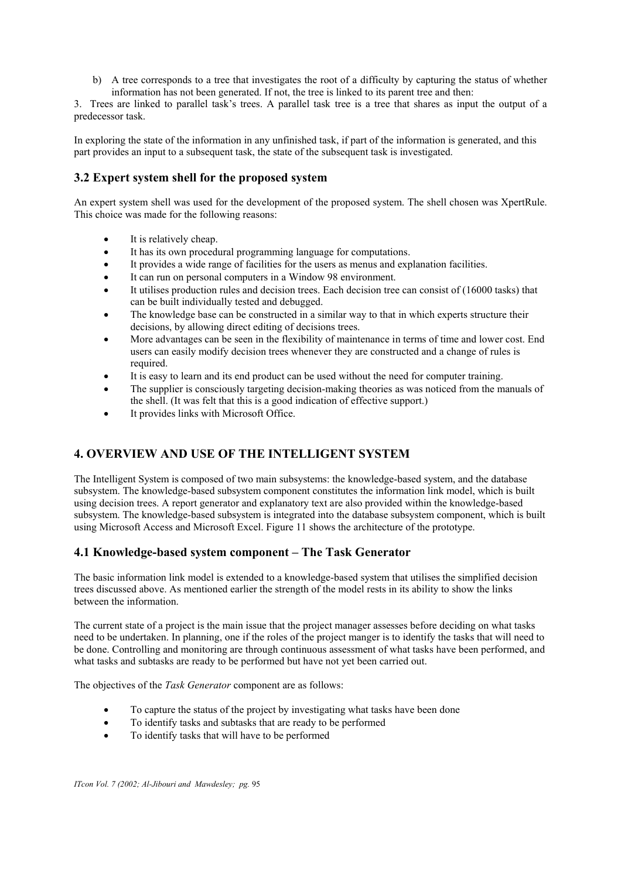b) A tree corresponds to a tree that investigates the root of a difficulty by capturing the status of whether information has not been generated. If not, the tree is linked to its parent tree and then:

3. Trees are linked to parallel task's trees. A parallel task tree is a tree that shares as input the output of a predecessor task.

In exploring the state of the information in any unfinished task, if part of the information is generated, and this part provides an input to a subsequent task, the state of the subsequent task is investigated.

## 3.2 Expert system shell for the proposed system

An expert system shell was used for the development of the proposed system. The shell chosen was XpertRule. This choice was made for the following reasons:

- It is relatively cheap.
- It has its own procedural programming language for computations.
- It provides a wide range of facilities for the users as menus and explanation facilities.
- It can run on personal computers in a Window 98 environment.
- It utilises production rules and decision trees. Each decision tree can consist of (16000 tasks) that can be built individually tested and debugged.
- The knowledge base can be constructed in a similar way to that in which experts structure their decisions, by allowing direct editing of decisions trees.
- More advantages can be seen in the flexibility of maintenance in terms of time and lower cost. End users can easily modify decision trees whenever they are constructed and a change of rules is required.
- It is easy to learn and its end product can be used without the need for computer training.
- The supplier is consciously targeting decision-making theories as was noticed from the manuals of the shell. (It was felt that this is a good indication of effective support.)
- It provides links with Microsoft Office.

# 4. OVERVIEW AND USE OF THE INTELLIGENT SYSTEM

The Intelligent System is composed of two main subsystems: the knowledge-based system, and the database subsystem. The knowledge-based subsystem component constitutes the information link model, which is built using decision trees. A report generator and explanatory text are also provided within the knowledge-based subsystem. The knowledge-based subsystem is integrated into the database subsystem component, which is built using Microsoft Access and Microsoft Excel. Figure 11 shows the architecture of the prototype.

## 4.1 Knowledge-based system component – The Task Generator

The basic information link model is extended to a knowledge-based system that utilises the simplified decision trees discussed above. As mentioned earlier the strength of the model rests in its ability to show the links between the information.

The current state of a project is the main issue that the project manager assesses before deciding on what tasks need to be undertaken. In planning, one if the roles of the project manger is to identify the tasks that will need to be done. Controlling and monitoring are through continuous assessment of what tasks have been performed, and what tasks and subtasks are ready to be performed but have not yet been carried out.

The objectives of the *Task Generator* component are as follows:

- To capture the status of the project by investigating what tasks have been done
- To identify tasks and subtasks that are ready to be performed
- To identify tasks that will have to be performed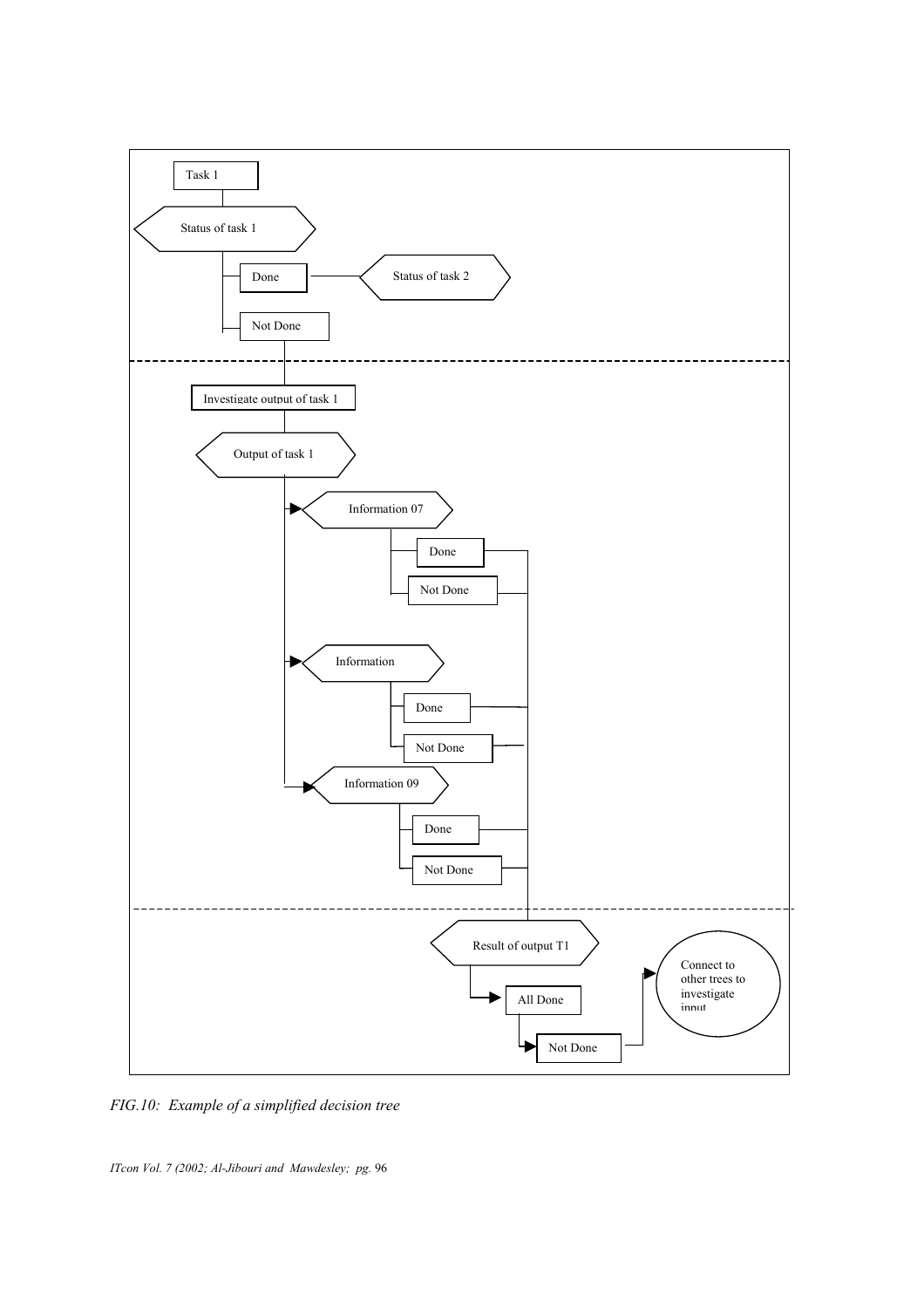Task 1

Status of task 1

Done — Status of task 2

Not Done

Investigate output of task 1

Output of task 1

Information 07

Done

Not Done

Information

Done

Not Done

Information 09

Done

Not Done

Result of output T1

All Done

Not Done

Connect to other trees to investigate input

*FIG.10: Example of a simplified decision tree*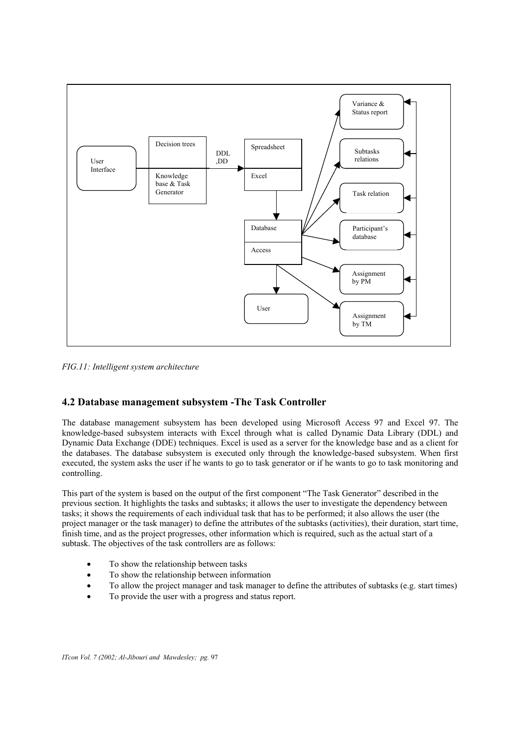*FIG.11: Intelligent system architecture*

## 4.2 Database management subsystem -The Task Controller

The database management subsystem has been developed using Microsoft Access 97 and Excel 97. The knowledge-based subsystem interacts with Excel through what is called Dynamic Data Library (DDL) and Dynamic Data Exchange (DDE) techniques. Excel is used as a server for the knowledge base and as a client for the databases. The database subsystem is executed only through the knowledge-based subsystem. When first executed, the system asks the user if he wants to go to task generator or if he wants to go to task monitoring and controlling.

This part of the system is based on the output of the first component "The Task Generator" described in the previous section. It highlights the tasks and subtasks; it allows the user to investigate the dependency between tasks; it shows the requirements of each individual task that has to be performed; it also allows the user (the project manager or the task manager) to define the attributes of the subtasks (activities), their duration, start time, finish time, and as the project progresses, other information which is required, such as the actual start of a subtask. The objectives of the task controllers are as follows:

- To show the relationship between tasks
- To show the relationship between information
- To allow the project manager and task manager to define the attributes of subtasks (e.g. start times)
- To provide the user with a progress and status report.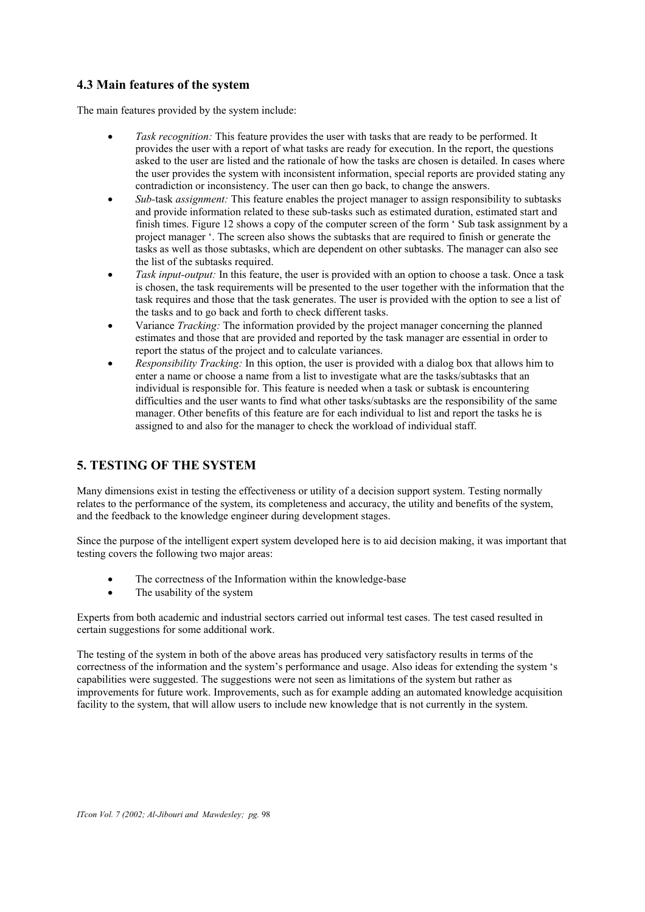### 4.3 Main features of the system

The main features provided by the system include:

- *Task recognition:* This feature provides the user with tasks that are ready to be performed. It provides the user with a report of what tasks are ready for execution. In the report, the questions asked to the user are listed and the rationale of how the tasks are chosen is detailed. In cases where the user provides the system with inconsistent information, special reports are provided stating any contradiction or inconsistency. The user can then go back, to change the answers.
- *Sub*-task *assignment:* This feature enables the project manager to assign responsibility to subtasks and provide information related to these sub-tasks such as estimated duration, estimated start and finish times. Figure 12 shows a copy of the computer screen of the form ' Sub task assignment by a project manager '. The screen also shows the subtasks that are required to finish or generate the tasks as well as those subtasks, which are dependent on other subtasks. The manager can also see the list of the subtasks required.
- *Task input-output:* In this feature, the user is provided with an option to choose a task. Once a task is chosen, the task requirements will be presented to the user together with the information that the task requires and those that the task generates. The user is provided with the option to see a list of the tasks and to go back and forth to check different tasks.
- Variance *Tracking:* The information provided by the project manager concerning the planned estimates and those that are provided and reported by the task manager are essential in order to report the status of the project and to calculate variances.
- *Responsibility Tracking:* In this option, the user is provided with a dialog box that allows him to enter a name or choose a name from a list to investigate what are the tasks/subtasks that an individual is responsible for. This feature is needed when a task or subtask is encountering difficulties and the user wants to find what other tasks/subtasks are the responsibility of the same manager. Other benefits of this feature are for each individual to list and report the tasks he is assigned to and also for the manager to check the workload of individual staff.

## 5. TESTING OF THE SYSTEM

Many dimensions exist in testing the effectiveness or utility of a decision support system. Testing normally relates to the performance of the system, its completeness and accuracy, the utility and benefits of the system, and the feedback to the knowledge engineer during development stages.

Since the purpose of the intelligent expert system developed here is to aid decision making, it was important that testing covers the following two major areas:

- The correctness of the Information within the knowledge-base
- The usability of the system

Experts from both academic and industrial sectors carried out informal test cases. The test cased resulted in certain suggestions for some additional work.

The testing of the system in both of the above areas has produced very satisfactory results in terms of the correctness of the information and the system's performance and usage. Also ideas for extending the system 's capabilities were suggested. The suggestions were not seen as limitations of the system but rather as improvements for future work. Improvements, such as for example adding an automated knowledge acquisition facility to the system, that will allow users to include new knowledge that is not currently in the system.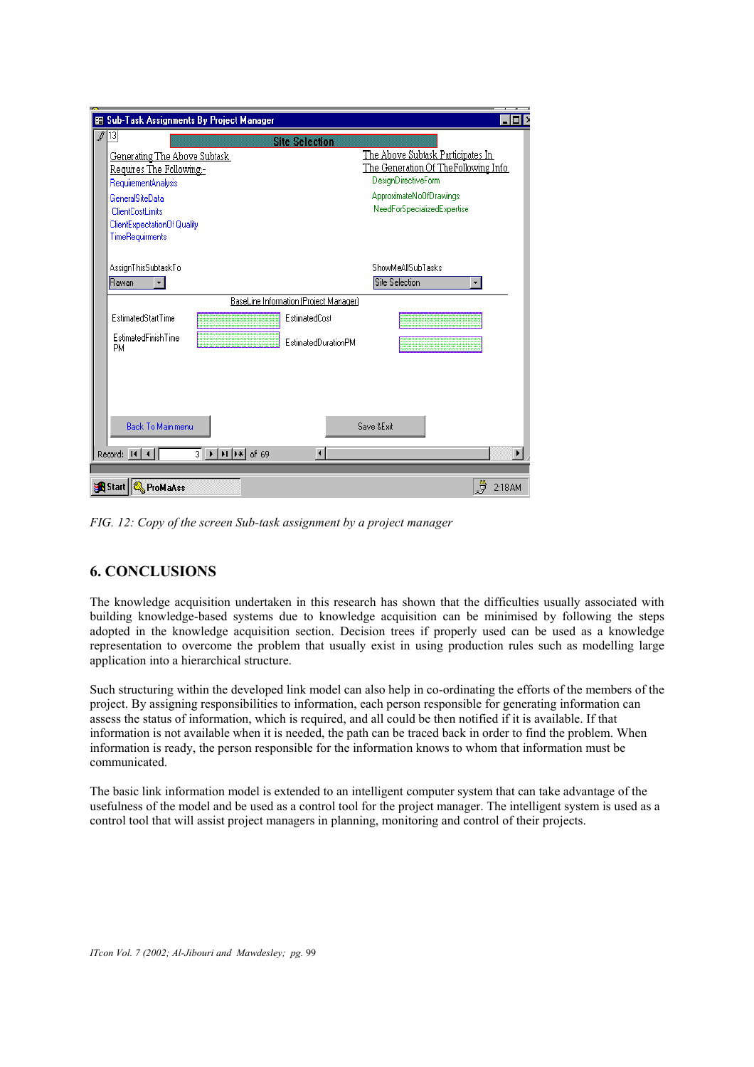*FIG. 12: Copy of the screen Sub-task assignment by a project manager*

## 6. CONCLUSIONS

The knowledge acquisition undertaken in this research has shown that the difficulties usually associated with building knowledge-based systems due to knowledge acquisition can be minimised by following the steps adopted in the knowledge acquisition section. Decision trees if properly used can be used as a knowledge representation to overcome the problem that usually exist in using production rules such as modelling large application into a hierarchical structure.

Such structuring within the developed link model can also help in co-ordinating the efforts of the members of the project. By assigning responsibilities to information, each person responsible for generating information can assess the status of information, which is required, and all could be then notified if it is available. If that information is not available when it is needed, the path can be traced back in order to find the problem. When information is ready, the person responsible for the information knows to whom that information must be communicated.

The basic link information model is extended to an intelligent computer system that can take advantage of the usefulness of the model and be used as a control tool for the project manager. The intelligent system is used as a control tool that will assist project managers in planning, monitoring and control of their projects.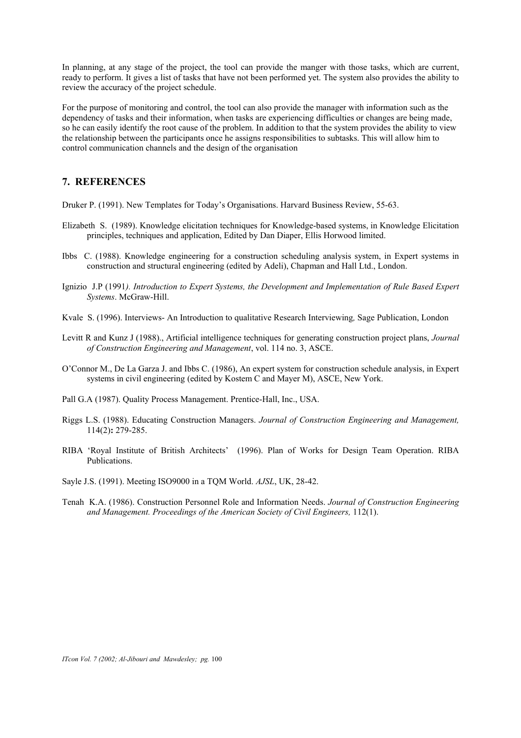In planning, at any stage of the project, the tool can provide the manger with those tasks, which are current, ready to perform. It gives a list of tasks that have not been performed yet. The system also provides the ability to review the accuracy of the project schedule.

For the purpose of monitoring and control, the tool can also provide the manager with information such as the dependency of tasks and their information, when tasks are experiencing difficulties or changes are being made, so he can easily identify the root cause of the problem. In addition to that the system provides the ability to view the relationship between the participants once he assigns responsibilities to subtasks. This will allow him to control communication channels and the design of the organisation

## 7. REFERENCES

Druker P. (1991). New Templates for Today's Organisations. Harvard Business Review, 55-63.

Elizabeth S. (1989). Knowledge elicitation techniques for Knowledge-based systems, in Knowledge Elicitation principles, techniques and application, Edited by Dan Diaper, Ellis Horwood limited.

Ibbs C. (1988). Knowledge engineering for a construction scheduling analysis system, in Expert systems in construction and structural engineering (edited by Adeli), Chapman and Hall Ltd., London.

Ignizio J.P (1991*). Introduction to Expert Systems, the Development and Implementation of Rule Based Expert Systems*. McGraw-Hill.

Kvale S. (1996). Interviews- An Introduction to qualitative Research Interviewing*,* Sage Publication, London

Levitt R and Kunz J (1988)., Artificial intelligence techniques for generating construction project plans, *Journal of Construction Engineering and Management*, vol. 114 no. 3, ASCE.

O'Connor M., De La Garza J. and Ibbs C. (1986), An expert system for construction schedule analysis, in Expert systems in civil engineering (edited by Kostem C and Mayer M), ASCE, New York.

Pall G.A (1987). Quality Process Management. Prentice-Hall, Inc., USA.

Riggs L.S. (1988). Educating Construction Managers. *Journal of Construction Engineering and Management,* 114(2)**:** 279-285.

RIBA 'Royal Institute of British Architects' (1996). Plan of Works for Design Team Operation. RIBA Publications.

Sayle J.S. (1991). Meeting ISO9000 in a TQM World. *AJSL*, UK, 28-42.

Tenah K.A. (1986). Construction Personnel Role and Information Needs. *Journal of Construction Engineering and Management. Proceedings of the American Society of Civil Engineers,* 112(1).